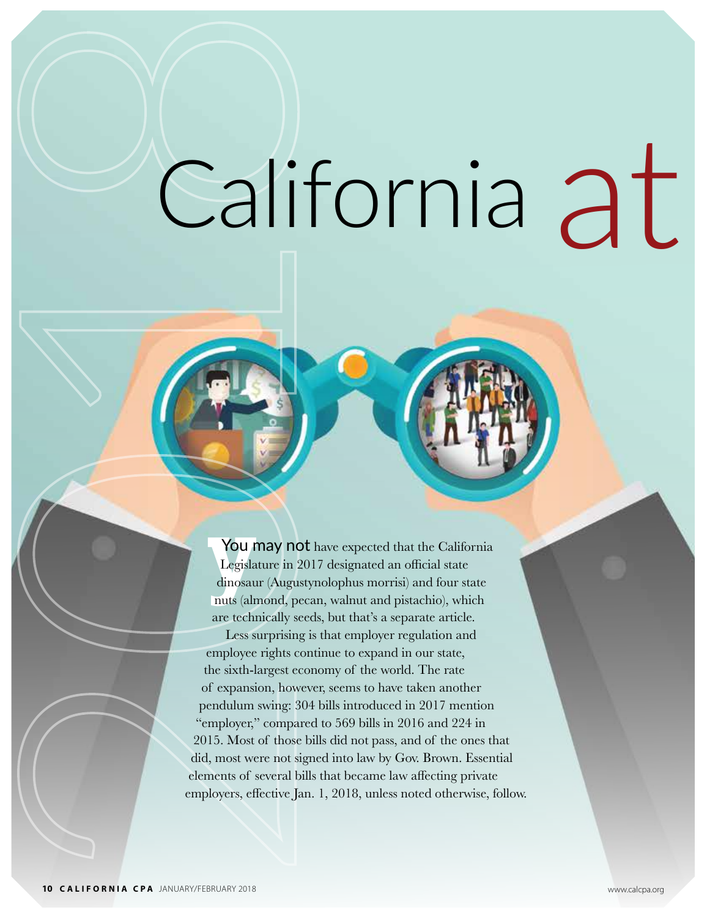# California at

You may not have expected that the California Legislature in 2017 designated an official state dinosaur (Augustynolophus morrisi) and four state nuts (almond, pecan, walnut and pistachio), which are technically seeds, but that's a separate article.

Less surprising is that employer regulation and employee rights continue to expand in our state, the sixth-largest economy of the world. The rate of expansion, however, seems to have taken another pendulum swing: 304 bills introduced in 2017 mention "employer," compared to 569 bills in 2016 and 224 in 2015. Most of those bills did not pass, and of the ones that did, most were not signed into law by Gov. Brown. Essential elements of several bills that became law affecting private employers, effective Jan. 1, 2018, unless noted otherwise, follow.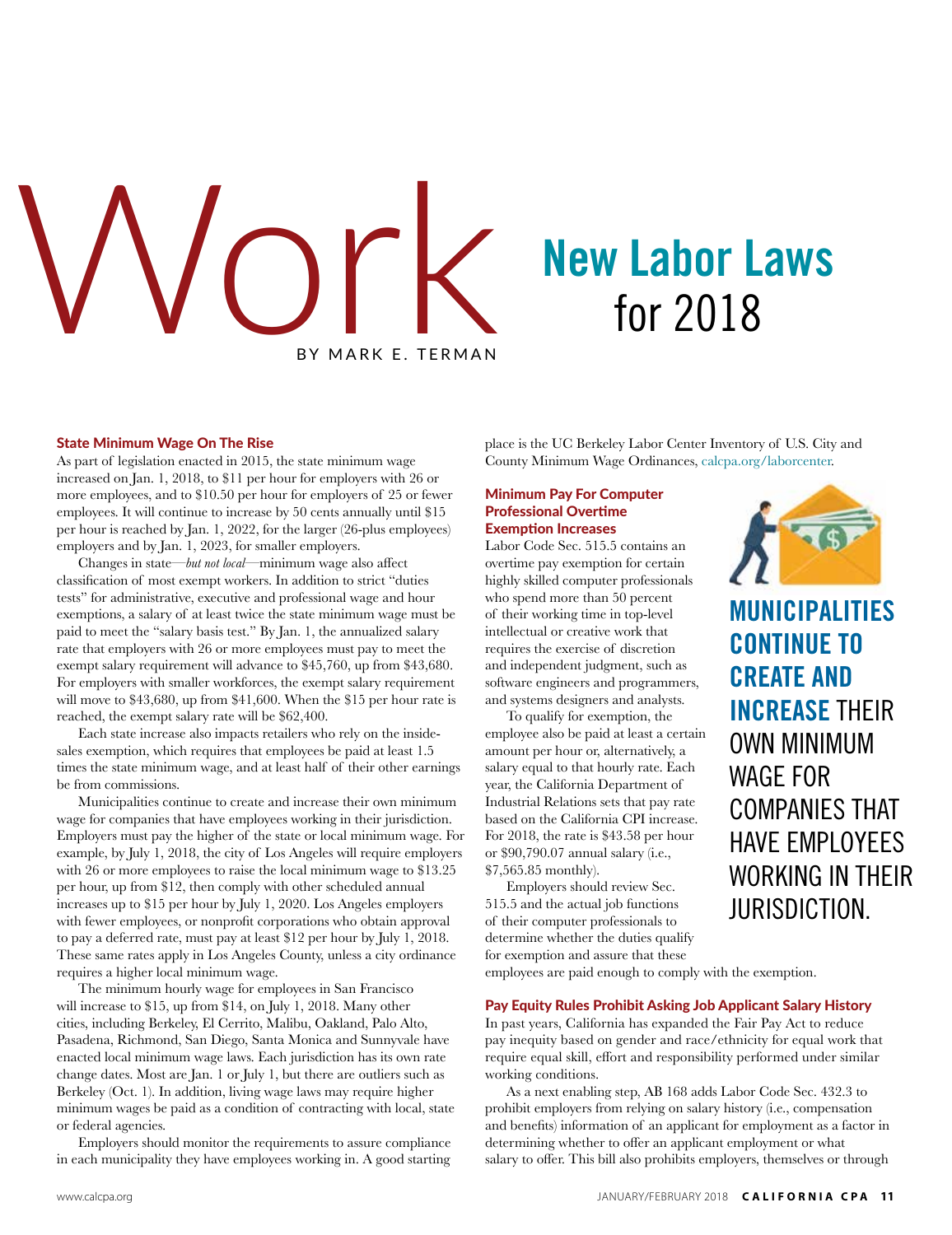# Work: New Labor Laws for 2018

BY MARK E. TERMAN

### State Minimum Wage On The Rise

As part of legislation enacted in 2015, the state minimum wage increased on Jan. 1, 2018, to $11 per hour for employers with 26 or more employees, and to $10.50 per hour for employers of 25 or fewer employees. It will continue to increase by 50 cents annually until $15 per hour is reached by Jan. 1, 2022, for the larger (26-plus employees) employers and by Jan. 1, 2023, for smaller employers.

Changes in state—*but not local*—minimum wage also affect classification of most exempt workers. In addition to strict "duties tests" for administrative, executive and professional wage and hour exemptions, a salary of at least twice the state minimum wage must be paid to meet the "salary basis test." By Jan. 1, the annualized salary rate that employers with 26 or more employees must pay to meet the exempt salary requirement will advance to $45,760, up from $43,680. For employers with smaller workforces, the exempt salary requirement will move to $43,680, up from $41,600. When the $15 per hour rate is reached, the exempt salary rate will be $62,400.

Each state increase also impacts retailers who rely on the inside-sales exemption, which requires that employees be paid at least 1.5 times the state minimum wage, and at least half of their other earnings be from commissions.

Municipalities continue to create and increase their own minimum wage for companies that have employees working in their jurisdiction. Employers must pay the higher of the state or local minimum wage. For example, by July 1, 2018, the city of Los Angeles will require employers with 26 or more employees to raise the local minimum wage to $13.25 per hour, up from $12, then comply with other scheduled annual increases up to $15 per hour by July 1, 2020. Los Angeles employers with fewer employees, or nonprofit corporations who obtain approval to pay a deferred rate, must pay at least $12 per hour by July 1, 2018. These same rates apply in Los Angeles County, unless a city ordinance requires a higher local minimum wage.

The minimum hourly wage for employees in San Francisco will increase to $15, up from $14, on July 1, 2018. Many other cities, including Berkeley, El Cerrito, Malibu, Oakland, Palo Alto, Pasadena, Richmond, San Diego, Santa Monica and Sunnyvale have enacted local minimum wage laws. Each jurisdiction has its own rate change dates. Most are Jan. 1 or July 1, but there are outliers such as Berkeley (Oct. 1). In addition, living wage laws may require higher minimum wages be paid as a condition of contracting with local, state or federal agencies.

Employers should monitor the requirements to assure compliance in each municipality they have employees working in. A good starting place is the UC Berkeley Labor Center Inventory of U.S. City and County Minimum Wage Ordinances, calcpa.org/laborcenter.

### Minimum Pay For Computer Professional Overtime Exemption Increases

Labor Code Sec. 515.5 contains an overtime pay exemption for certain highly skilled computer professionals who spend more than 50 percent of their working time in top-level intellectual or creative work that requires the exercise of discretion and independent judgment, such as software engineers and programmers, and systems designers and analysts.

To qualify for exemption, the employee also be paid at least a certain amount per hour or, alternatively, a salary equal to that hourly rate. Each year, the California Department of Industrial Relations sets that pay rate based on the California CPI increase. For 2018, the rate is $43.58 per hour or $90,790.07 annual salary (i.e., $7,565.85 monthly).

Employers should review Sec. 515.5 and the actual job functions of their computer professionals to determine whether the duties qualify for exemption and assure that these employees are paid enough to comply with the exemption.

**MUNICIPALITIES CONTINUE TO CREATE AND INCREASE THEIR OWN MINIMUM WAGE FOR COMPANIES THAT HAVE EMPLOYEES WORKING IN THEIR JURISDICTION.**

### Pay Equity Rules Prohibit Asking Job Applicant Salary History

In past years, California has expanded the Fair Pay Act to reduce pay inequity based on gender and race/ethnicity for equal work that require equal skill, effort and responsibility performed under similar working conditions.

As a next enabling step, AB 168 adds Labor Code Sec. 432.3 to prohibit employers from relying on salary history (i.e., compensation and benefits) information of an applicant for employment as a factor in determining whether to offer an applicant employment or what salary to offer. This bill also prohibits employers, themselves or through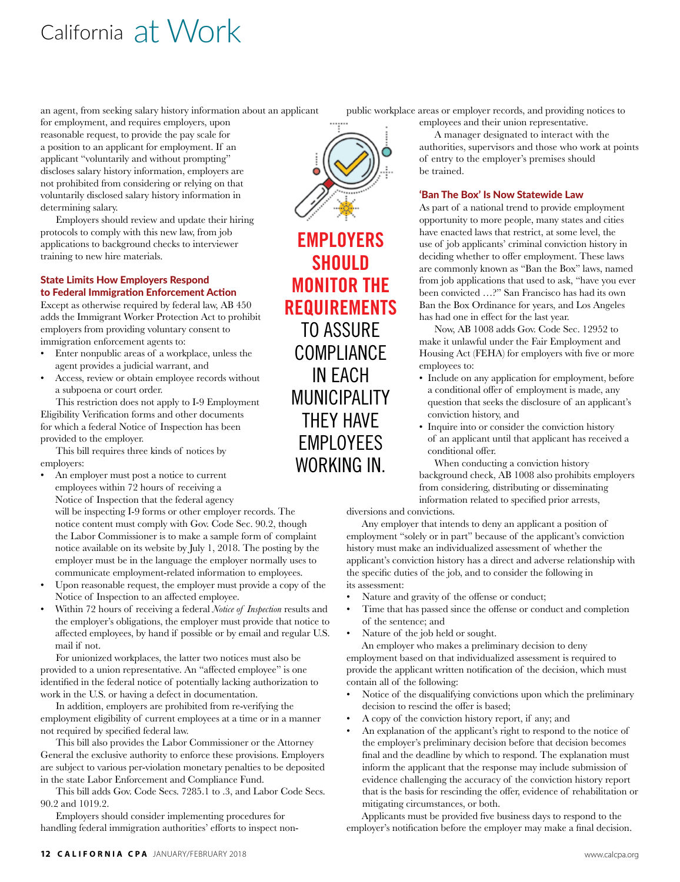an agent, from seeking salary history information about an applicant for employment, and requires employers, upon reasonable request, to provide the pay scale for a position to an applicant for employment. If an applicant "voluntarily and without prompting" discloses salary history information, employers are not prohibited from considering or relying on that voluntarily disclosed salary history information in determining salary.

Employers should review and update their hiring protocols to comply with this new law, from job applications to background checks to interviewer training to new hire materials.

### State Limits How Employers Respond to Federal Immigration Enforcement Action

Except as otherwise required by federal law, AB 450 adds the Immigrant Worker Protection Act to prohibit employers from providing voluntary consent to immigration enforcement agents to:

- Enter nonpublic areas of a workplace, unless the agent provides a judicial warrant, and
- Access, review or obtain employee records without a subpoena or court order.

This restriction does not apply to I-9 Employment Eligibility Verification forms and other documents for which a federal Notice of Inspection has been provided to the employer.

This bill requires three kinds of notices by employers:

- An employer must post a notice to current employees within 72 hours of receiving a Notice of Inspection that the federal agency will be inspecting I-9 forms or other employer records. The notice content must comply with Gov. Code Sec. 90.2, though the Labor Commissioner is to make a sample form of complaint notice available on its website by July 1, 2018. The posting by the employer must be in the language the employer normally uses to communicate employment-related information to employees.
- Upon reasonable request, the employer must provide a copy of the Notice of Inspection to an affected employee.
- Within 72 hours of receiving a federal *Notice of Inspection* results and the employer's obligations, the employer must provide that notice to affected employees, by hand if possible or by email and regular U.S. mail if not.

For unionized workplaces, the latter two notices must also be provided to a union representative. An "affected employee" is one identified in the federal notice of potentially lacking authorization to work in the U.S. or having a defect in documentation.

In addition, employers are prohibited from re-verifying the employment eligibility of current employees at a time or in a manner not required by specified federal law.

This bill also provides the Labor Commissioner or the Attorney General the exclusive authority to enforce these provisions. Employers are subject to various per-violation monetary penalties to be deposited in the state Labor Enforcement and Compliance Fund.

This bill adds Gov. Code Secs. 7285.1 to .3, and Labor Code Secs. 90.2 and 1019.2.

Employers should consider implementing procedures for handling federal immigration authorities' efforts to inspect non-public workplace areas or employer records, and providing notices to employees and their union representative.

A manager designated to interact with the authorities, supervisors and those who work at points of entry to the employer's premises should be trained.

**EMPLOYERS SHOULD MONITOR THE REQUIREMENTS TO ASSURE COMPLIANCE IN EACH MUNICIPALITY THEY HAVE EMPLOYEES WORKING IN.**

### 'Ban The Box' Is Now Statewide Law

As part of a national trend to provide employment opportunity to more people, many states and cities have enacted laws that restrict, at some level, the use of job applicants' criminal conviction history in deciding whether to offer employment. These laws are commonly known as "Ban the Box" laws, named from job applications that used to ask, "have you ever been convicted …?" San Francisco has had its own Ban the Box Ordinance for years, and Los Angeles has had one in effect for the last year.

Now, AB 1008 adds Gov. Code Sec. 12952 to make it unlawful under the Fair Employment and Housing Act (FEHA) for employers with five or more employees to:

- Include on any application for employment, before a conditional offer of employment is made, any question that seeks the disclosure of an applicant's conviction history, and
- Inquire into or consider the conviction history of an applicant until that applicant has received a conditional offer.

When conducting a conviction history background check, AB 1008 also prohibits employers from considering, distributing or disseminating information related to specified prior arrests, diversions and convictions.

Any employer that intends to deny an applicant a position of employment "solely or in part" because of the applicant's conviction history must make an individualized assessment of whether the applicant's conviction history has a direct and adverse relationship with the specific duties of the job, and to consider the following in its assessment:

- Nature and gravity of the offense or conduct;
- Time that has passed since the offense or conduct and completion of the sentence; and
- Nature of the job held or sought.

An employer who makes a preliminary decision to deny employment based on that individualized assessment is required to provide the applicant written notification of the decision, which must contain all of the following:

- Notice of the disqualifying convictions upon which the preliminary decision to rescind the offer is based;
- A copy of the conviction history report, if any; and
- An explanation of the applicant's right to respond to the notice of the employer's preliminary decision before that decision becomes final and the deadline by which to respond. The explanation must inform the applicant that the response may include submission of evidence challenging the accuracy of the conviction history report that is the basis for rescinding the offer, evidence of rehabilitation or mitigating circumstances, or both.

Applicants must be provided five business days to respond to the employer's notification before the employer may make a final decision.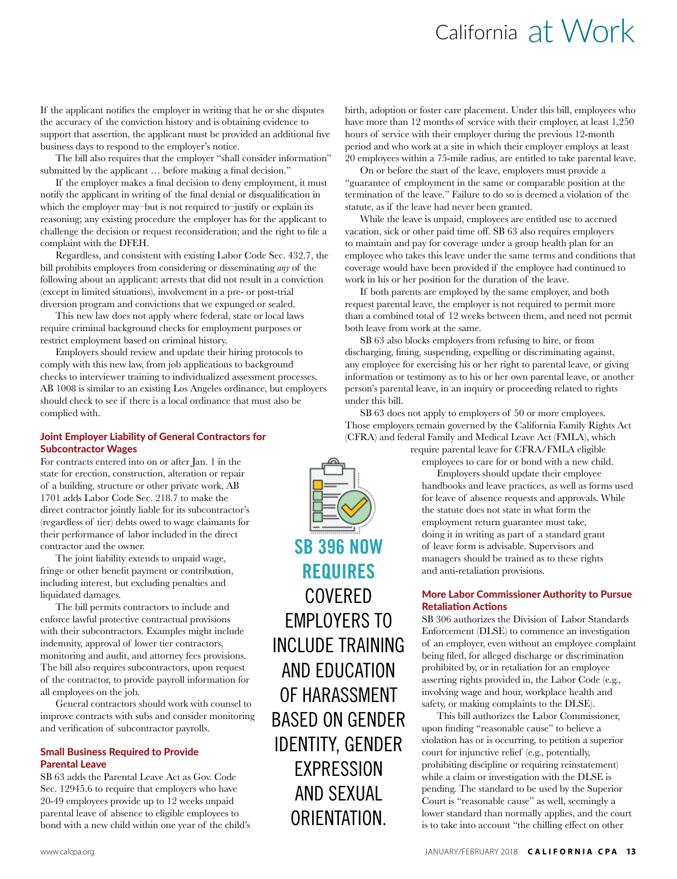If the applicant notifies the employer in writing that he or she disputes the accuracy of the conviction history and is obtaining evidence to support that assertion, the applicant must be provided an additional five business days to respond to the employer's notice.

The bill also requires that the employer "shall consider information" submitted by the applicant … before making a final decision."

If the employer makes a final decision to deny employment, it must notify the applicant in writing of the final denial or disqualification in which the employer may–but is not required to–justify or explain its reasoning; any existing procedure the employer has for the applicant to challenge the decision or request reconsideration; and the right to file a complaint with the DFEH.

Regardless, and consistent with existing Labor Code Sec. 432.7, the bill prohibits employers from considering or disseminating *any* of the following about an applicant: arrests that did not result in a conviction (except in limited situations), involvement in a pre- or post-trial diversion program and convictions that we expunged or sealed.

This new law does not apply where federal, state or local laws require criminal background checks for employment purposes or restrict employment based on criminal history.

Employers should review and update their hiring protocols to comply with this new law, from job applications to background checks to interviewer training to individualized assessment processes. AB 1008 is similar to an existing Los Angeles ordinance, but employers should check to see if there is a local ordinance that must also be complied with.

### Joint Employer Liability of General Contractors for Subcontractor Wages

For contracts entered into on or after Jan. 1 in the state for erection, construction, alteration or repair of a building, structure or other private work, AB 1701 adds Labor Code Sec. 218.7 to make the direct contractor jointly liable for its subcontractor's (regardless of tier) debts owed to wage claimants for their performance of labor included in the direct contractor and the owner.

The joint liability extends to unpaid wage, fringe or other benefit payment or contribution, including interest, but excluding penalties and liquidated damages.

The bill permits contractors to include and enforce lawful protective contractual provisions with their subcontractors. Examples might include indemnity, approval of lower tier contractors, monitoring and audit, and attorney fees provisions. The bill also requires subcontractors, upon request of the contractor, to provide payroll information for all employees on the job.

General contractors should work with counsel to improve contracts with subs and consider monitoring and verification of subcontractor payrolls.

### Small Business Required to Provide Parental Leave

SB 63 adds the Parental Leave Act as Gov. Code Sec. 12945.6 to require that employers who have 20-49 employees provide up to 12 weeks unpaid parental leave of absence to eligible employees to bond with a new child within one year of the child's birth, adoption or foster care placement. Under this bill, employees who have more than 12 months of service with their employer, at least 1,250 hours of service with their employer during the previous 12-month period and who work at a site in which their employer employs at least 20 employees within a 75-mile radius, are entitled to take parental leave.

On or before the start of the leave, employers must provide a "guarantee of employment in the same or comparable position at the termination of the leave." Failure to do so is deemed a violation of the statute, as if the leave had never been granted.

While the leave is unpaid, employees are entitled use to accrued vacation, sick or other paid time off. SB 63 also requires employers to maintain and pay for coverage under a group health plan for an employee who takes this leave under the same terms and conditions that coverage would have been provided if the employee had continued to work in his or her position for the duration of the leave.

If both parents are employed by the same employer, and both request parental leave, the employer is not required to permit more than a combined total of 12 weeks between them, and need not permit both leave from work at the same.

SB 63 also blocks employers from refusing to hire, or from discharging, fining, suspending, expelling or discriminating against, any employee for exercising his or her right to parental leave, or giving information or testimony as to his or her own parental leave, or another person's parental leave, in an inquiry or proceeding related to rights under this bill.

SB 63 does not apply to employers of 50 or more employees. Those employers remain governed by the California Family Rights Act (CFRA) and federal Family and Medical Leave Act (FMLA), which require parental leave for CFRA/FMLA eligible employees to care for or bond with a new child.

Employers should update their employee handbooks and leave practices, as well as forms used for leave of absence requests and approvals. While the statute does not state in what form the employment return guarantee must take, doing it in writing as part of a standard grant of leave form is advisable. Supervisors and managers should be trained as to these rights and anti-retaliation provisions.

**SB 396 NOW REQUIRES COVERED EMPLOYERS TO INCLUDE TRAINING AND EDUCATION OF HARASSMENT BASED ON GENDER IDENTITY, GENDER EXPRESSION AND SEXUAL ORIENTATION.**

### More Labor Commissioner Authority to Pursue Retaliation Actions

SB 306 authorizes the Division of Labor Standards Enforcement (DLSE) to commence an investigation of an employer, even without an employee complaint being filed, for alleged discharge or discrimination prohibited by, or in retaliation for an employee asserting rights provided in, the Labor Code (e.g., involving wage and hour, employee health and safety, or making complaints to the DLSE).

This bill authorizes the Labor Commissioner, upon finding "reasonable cause" to believe a violation has or is occurring, to petition a superior court for injunctive relief (e.g., potentially, prohibiting discipline or requiring reinstatement) while a claim or investigation with the DLSE is pending. The standard to be used by the Superior Court is "reasonable cause" as well, seemingly a lower standard than normally applies, and the court is to take into account "the chilling effect on other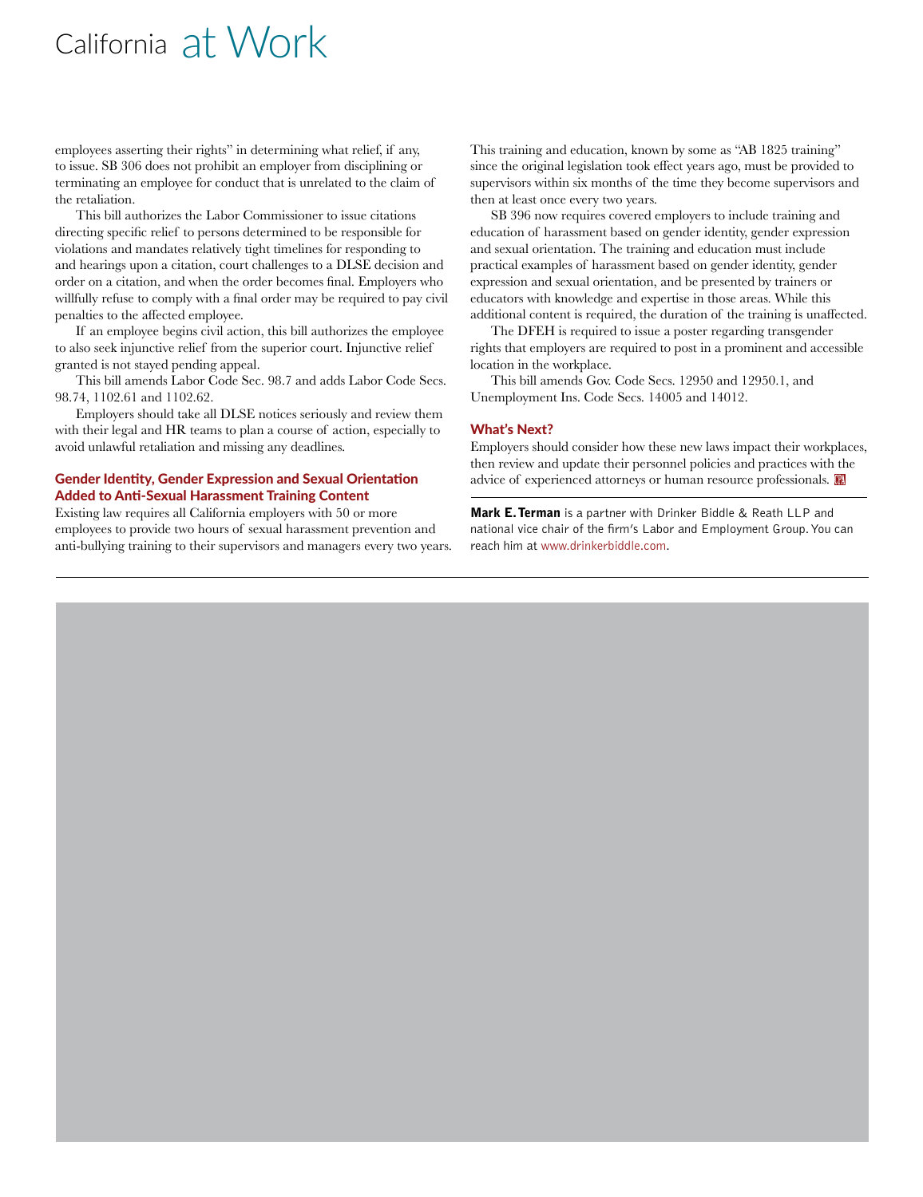employees asserting their rights" in determining what relief, if any, to issue. SB 306 does not prohibit an employer from disciplining or terminating an employee for conduct that is unrelated to the claim of the retaliation.

This bill authorizes the Labor Commissioner to issue citations directing specific relief to persons determined to be responsible for violations and mandates relatively tight timelines for responding to and hearings upon a citation, court challenges to a DLSE decision and order on a citation, and when the order becomes final. Employers who willfully refuse to comply with a final order may be required to pay civil penalties to the affected employee.

If an employee begins civil action, this bill authorizes the employee to also seek injunctive relief from the superior court. Injunctive relief granted is not stayed pending appeal.

This bill amends Labor Code Sec. 98.7 and adds Labor Code Secs. 98.74, 1102.61 and 1102.62.

Employers should take all DLSE notices seriously and review them with their legal and HR teams to plan a course of action, especially to avoid unlawful retaliation and missing any deadlines.

## Gender Identity, Gender Expression and Sexual Orientation Added to Anti-Sexual Harassment Training Content

Existing law requires all California employers with 50 or more employees to provide two hours of sexual harassment prevention and anti-bullying training to their supervisors and managers every two years. This training and education, known by some as "AB 1825 training" since the original legislation took effect years ago, must be provided to supervisors within six months of the time they become supervisors and then at least once every two years.

SB 396 now requires covered employers to include training and education of harassment based on gender identity, gender expression and sexual orientation. The training and education must include practical examples of harassment based on gender identity, gender expression and sexual orientation, and be presented by trainers or educators with knowledge and expertise in those areas. While this additional content is required, the duration of the training is unaffected.

The DFEH is required to issue a poster regarding transgender rights that employers are required to post in a prominent and accessible location in the workplace.

This bill amends Gov. Code Secs. 12950 and 12950.1, and Unemployment Ins. Code Secs. 14005 and 14012.

## What's Next?

Employers should consider how these new laws impact their workplaces, then review and update their personnel policies and practices with the advice of experienced attorneys or human resource professionals.

**Mark E. Terman** is a partner with Drinker Biddle & Reath LLP and national vice chair of the firm's Labor and Employment Group. You can reach him at www.drinkerbiddle.com.